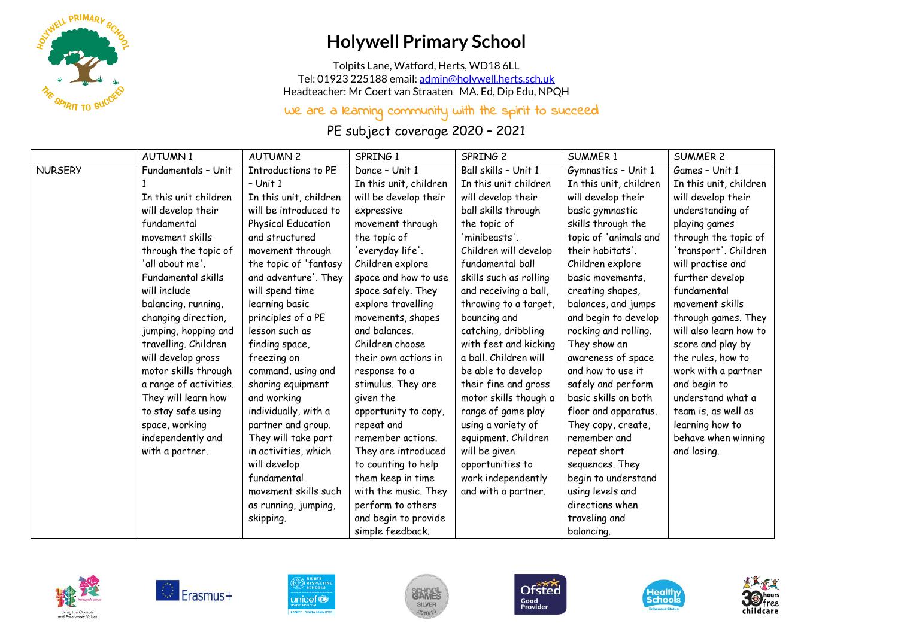# Holywell Primary School

Tolpits Lane, Watford, Herts, WD18 6LL
Tel: 01923 225188 email: admin@holywell.herts.sch.uk
Headteacher: Mr Coert van Straaten MA. Ed, Dip Edu, NPQH

we are a learning community with the spirit to succeed

## PE subject coverage 2020 – 2021

| | AUTUMN 1 | AUTUMN 2 | SPRING 1 | SPRING 2 | SUMMER 1 | SUMMER 2 |
|---|---|---|---|---|---|---|
| NURSERY | Fundamentals – Unit 1<br>In this unit children will develop their fundamental movement skills through the topic of 'all about me'. Fundamental skills will include balancing, running, changing direction, jumping, hopping and travelling. Children will develop gross motor skills through a range of activities. They will learn how to stay safe using space, working independently and with a partner. | Introductions to PE – Unit 1<br>In this unit, children will be introduced to Physical Education and structured movement through the topic of 'fantasy and adventure'. They will spend time learning basic principles of a PE lesson such as finding space, freezing on command, using and sharing equipment and working individually, with a partner and group. They will take part in activities, which will develop fundamental movement skills such as running, jumping, skipping. | Dance – Unit 1<br>In this unit, children will be develop their expressive movement through the topic of 'everyday life'. Children explore space and how to use space safely. They explore travelling movements, shapes and balances. Children choose their own actions in response to a stimulus. They are given the opportunity to copy, repeat and remember actions. They are introduced to counting to help them keep in time with the music. They perform to others and begin to provide simple feedback. | Ball skills – Unit 1<br>In this unit children will develop their ball skills through the topic of 'minibeasts'. Children will develop fundamental ball skills such as rolling and receiving a ball, throwing to a target, bouncing and catching, dribbling with feet and kicking a ball. Children will be able to develop their fine and gross motor skills though a range of game play using a variety of equipment. Children will be given opportunities to work independently and with a partner. | Gymnastics – Unit 1<br>In this unit, children will develop their basic gymnastic skills through the topic of 'animals and their habitats'. Children explore basic movements, creating shapes, balances, and jumps and begin to develop rocking and rolling. They show an awareness of space and how to use it safely and perform basic skills on both floor and apparatus. They copy, create, remember and repeat short sequences. They begin to understand using levels and directions when traveling and balancing. | Games – Unit 1<br>In this unit, children will develop their understanding of playing games through the topic of 'transport'. Children will practise and further develop fundamental movement skills through games. They will also learn how to score and play by the rules, how to work with a partner and begin to understand what a team is, as well as learning how to behave when winning and losing. |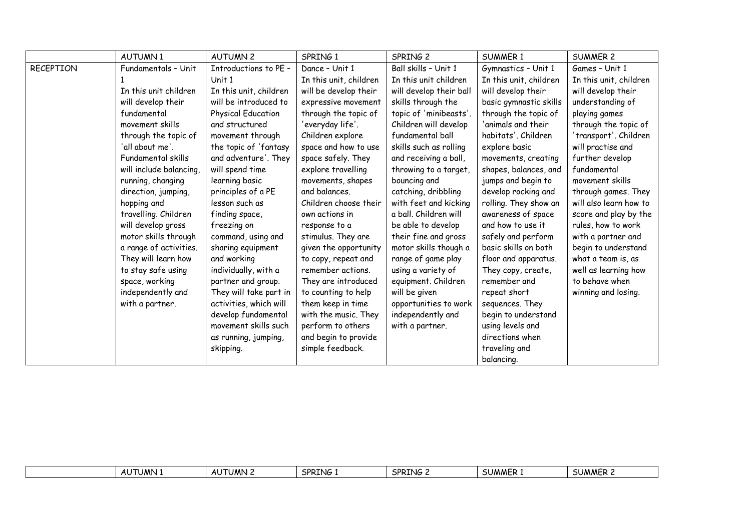| | AUTUMN 1 | AUTUMN 2 | SPRING 1 | SPRING 2 | SUMMER 1 | SUMMER 2 |
|---|---|---|---|---|---|---|
| RECEPTION | Fundamentals – Unit 1<br>In this unit children will develop their fundamental movement skills through the topic of 'all about me'. Fundamental skills will include balancing, running, changing direction, jumping, hopping and travelling. Children will develop gross motor skills through a range of activities. They will learn how to stay safe using space, working independently and with a partner. | Introductions to PE – Unit 1<br>In this unit, children will be introduced to Physical Education and structured movement through the topic of 'fantasy and adventure'. They will spend time learning basic principles of a PE lesson such as finding space, freezing on command, using and sharing equipment and working individually, with a partner and group. They will take part in activities, which will develop fundamental movement skills such as running, jumping, skipping. | Dance – Unit 1<br>In this unit, children will be develop their expressive movement through the topic of 'everyday life'. Children explore space and how to use space safely. They explore travelling movements, shapes and balances. Children choose their own actions in response to a stimulus. They are given the opportunity to copy, repeat and remember actions. They are introduced to counting to help them keep in time with the music. They perform to others and begin to provide simple feedback. | Ball skills – Unit 1<br>In this unit children will develop their ball skills through the topic of 'minibeasts'. Children will develop fundamental ball skills such as rolling and receiving a ball, throwing to a target, bouncing and catching, dribbling with feet and kicking a ball. Children will be able to develop their fine and gross motor skills though a range of game play using a variety of equipment. Children will be given opportunities to work independently and with a partner. | Gymnastics – Unit 1<br>In this unit, children will develop their basic gymnastic skills through the topic of 'animals and their habitats'. Children explore basic movements, creating shapes, balances, and jumps and begin to develop rocking and rolling. They show an awareness of space and how to use it safely and perform basic skills on both floor and apparatus. They copy, create, remember and repeat short sequences. They begin to understand using levels and directions when traveling and balancing. | Games – Unit 1<br>In this unit, children will develop their understanding of playing games through the topic of 'transport'. Children will practise and further develop fundamental movement skills through games. They will also learn how to score and play by the rules, how to work with a partner and begin to understand what a team is, as well as learning how to behave when winning and losing. |

| | AUTUMN 1 | AUTUMN 2 | SPRING 1 | SPRING 2 | SUMMER 1 | SUMMER 2 |
|---|---|---|---|---|---|---|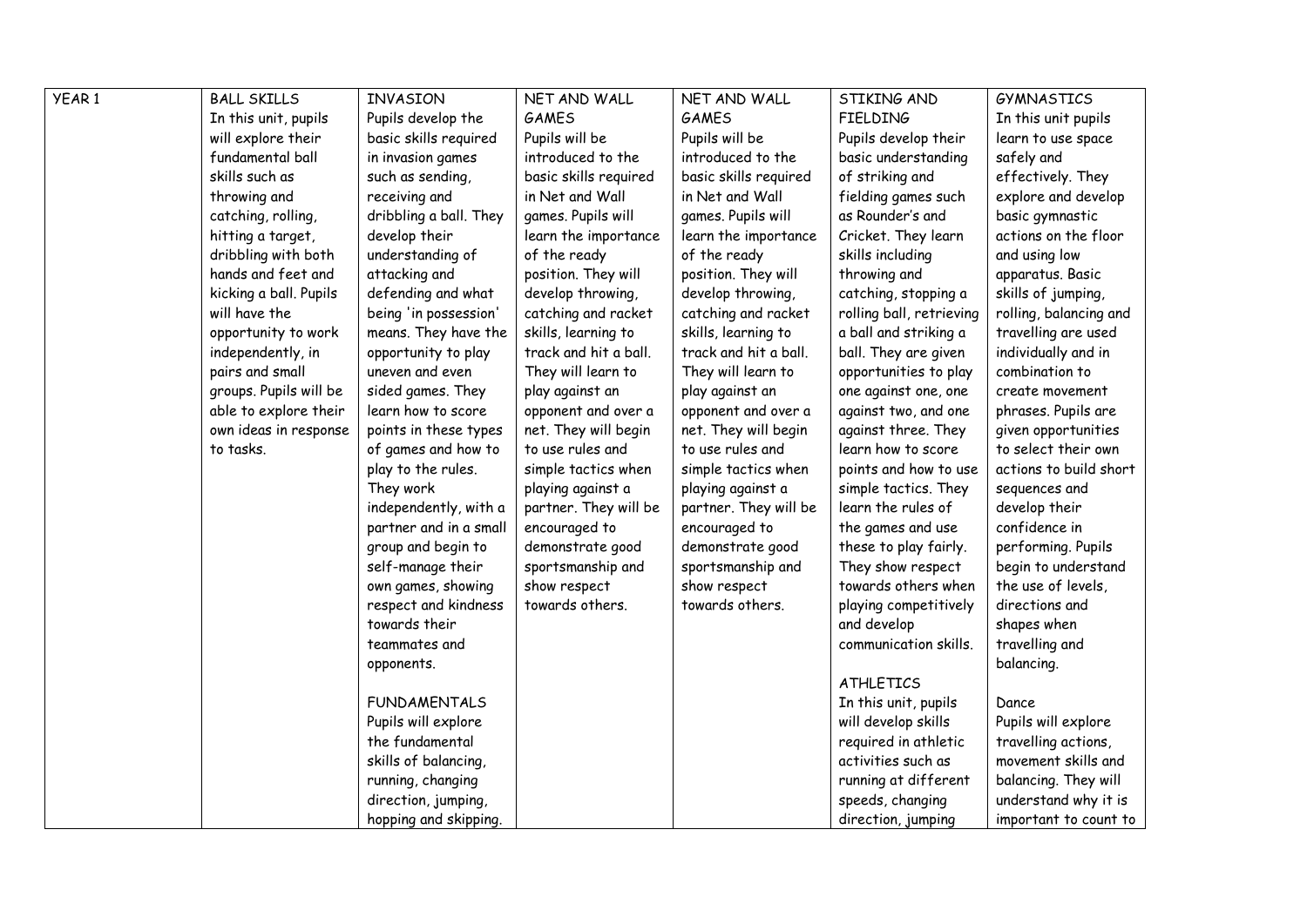| YEAR 1 | BALL SKILLS In this unit, pupils will explore their fundamental ball skills such as throwing and catching, rolling, hitting a target, dribbling with both hands and feet and kicking a ball. Pupils will have the opportunity to work independently, in pairs and small groups. Pupils will be able to explore their own ideas in response to tasks. | INVASION Pupils develop the basic skills required in invasion games such as sending, receiving and dribbling a ball. They develop their understanding of attacking and defending and what being 'in possession' means. They have the opportunity to play uneven and even sided games. They learn how to score points in these types of games and how to play to the rules. They work independently, with a partner and in a small group and begin to self-manage their own games, showing respect and kindness towards their teammates and opponents.<br><br>FUNDAMENTALS Pupils will explore the fundamental skills of balancing, running, changing direction, jumping, hopping and skipping. | NET AND WALL GAMES Pupils will be introduced to the basic skills required in Net and Wall games. Pupils will learn the importance of the ready position. They will develop throwing, catching and racket skills, learning to track and hit a ball. They will learn to play against an opponent and over a net. They will begin to use rules and simple tactics when playing against a partner. They will be encouraged to demonstrate good sportsmanship and show respect towards others. | NET AND WALL GAMES Pupils will be introduced to the basic skills required in Net and Wall games. Pupils will learn the importance of the ready position. They will develop throwing, catching and racket skills, learning to track and hit a ball. They will learn to play against an opponent and over a net. They will begin to use rules and simple tactics when playing against a partner. They will be encouraged to demonstrate good sportsmanship and show respect towards others. | STIKING AND FIELDING Pupils develop their basic understanding of striking and fielding games such as Rounder's and Cricket. They learn skills including throwing and catching, stopping a rolling ball, retrieving a ball and striking a ball. They are given opportunities to play one against one, one against two, and one against three. They learn how to score points and how to use simple tactics. They learn the rules of the games and use these to play fairly. They show respect towards others when playing competitively and develop communication skills.<br><br>ATHLETICS In this unit, pupils will develop skills required in athletic activities such as running at different speeds, changing direction, jumping | GYMNASTICS In this unit pupils learn to use space safely and effectively. They explore and develop basic gymnastic actions on the floor and using low apparatus. Basic skills of jumping, rolling, balancing and travelling are used individually and in combination to create movement phrases. Pupils are given opportunities to select their own actions to build short sequences and develop their confidence in performing. Pupils begin to understand the use of levels, directions and shapes when travelling and balancing.<br><br>Dance Pupils will explore travelling actions, movement skills and balancing. They will understand why it is important to count to |
|---|---|---|---|---|---|---|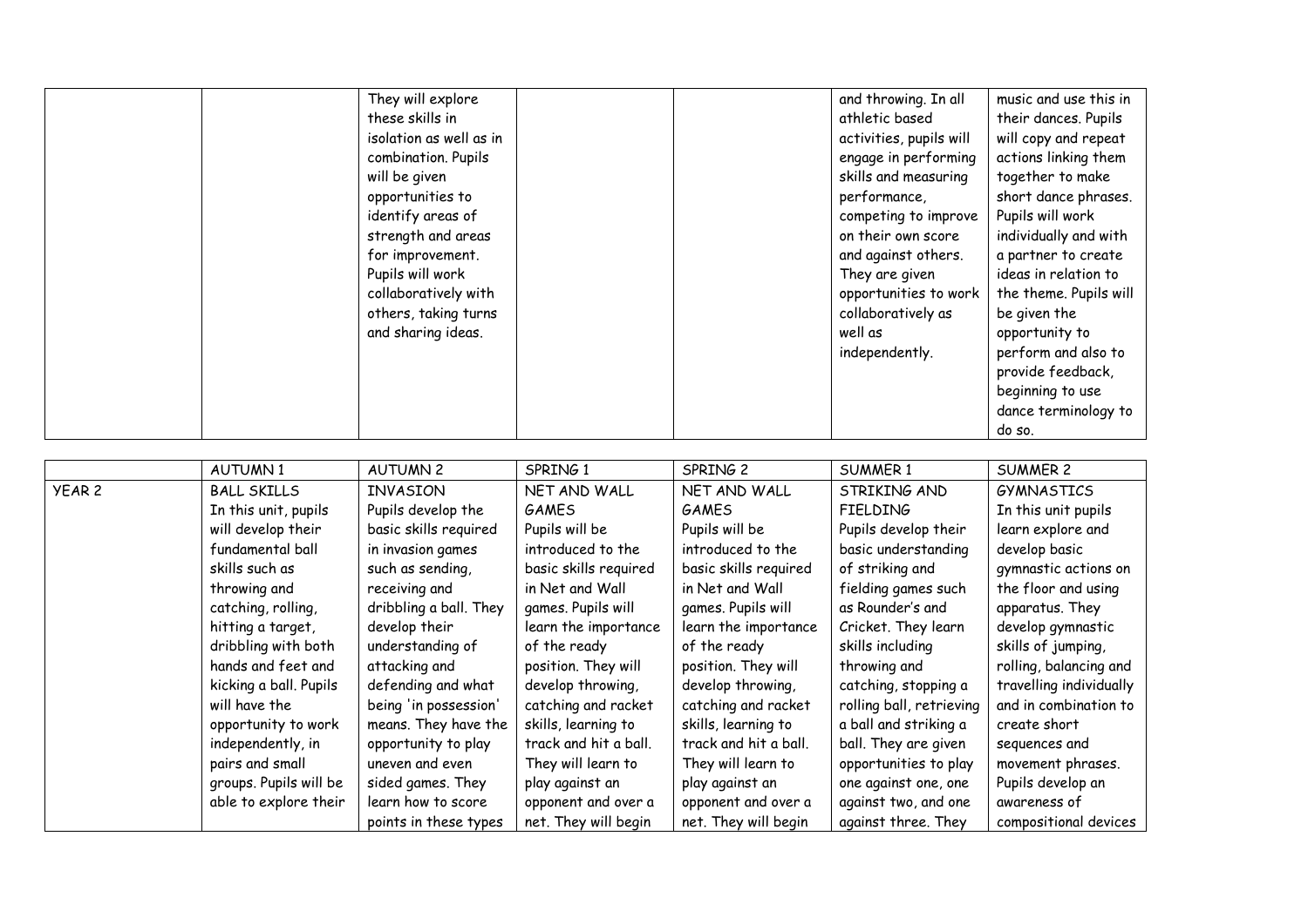| | | | | | | |
|---|---|---|---|---|---|---|
| | | They will explore these skills in isolation as well as in combination. Pupils will be given opportunities to identify areas of strength and areas for improvement. Pupils will work collaboratively with others, taking turns and sharing ideas. | | | and throwing. In all athletic based activities, pupils will engage in performing skills and measuring performance, competing to improve on their own score and against others. They are given opportunities to work collaboratively as well as independently. | music and use this in their dances. Pupils will copy and repeat actions linking them together to make short dance phrases. Pupils will work individually and with a partner to create ideas in relation to the theme. Pupils will be given the opportunity to perform and also to provide feedback, beginning to use dance terminology to do so. |

| | AUTUMN 1 | AUTUMN 2 | SPRING 1 | SPRING 2 | SUMMER 1 | SUMMER 2 |
|---|---|---|---|---|---|---|
| YEAR 2 | BALL SKILLS<br>In this unit, pupils will develop their fundamental ball skills such as throwing and catching, rolling, hitting a target, dribbling with both hands and feet and kicking a ball. Pupils will have the opportunity to work independently, in pairs and small groups. Pupils will be able to explore their | INVASION<br>Pupils develop the basic skills required in invasion games such as sending, receiving and dribbling a ball. They develop their understanding of attacking and defending and what being 'in possession' means. They have the opportunity to play uneven and even sided games. They learn how to score points in these types | NET AND WALL GAMES<br>Pupils will be introduced to the basic skills required in Net and Wall games. Pupils will learn the importance of the ready position. They will develop throwing, catching and racket skills, learning to track and hit a ball. They will learn to play against an opponent and over a net. They will begin | NET AND WALL GAMES<br>Pupils will be introduced to the basic skills required in Net and Wall games. Pupils will learn the importance of the ready position. They will develop throwing, catching and racket skills, learning to track and hit a ball. They will learn to play against an opponent and over a net. They will begin | STRIKING AND FIELDING<br>Pupils develop their basic understanding of striking and fielding games such as Rounder's and Cricket. They learn skills including throwing and catching, stopping a rolling ball, retrieving a ball and striking a ball. They are given opportunities to play one against one, one against two, and one against three. They | GYMNASTICS<br>In this unit pupils learn explore and develop basic gymnastic actions on the floor and using apparatus. They develop gymnastic skills of jumping, rolling, balancing and travelling individually and in combination to create short sequences and movement phrases. Pupils develop an awareness of compositional devices |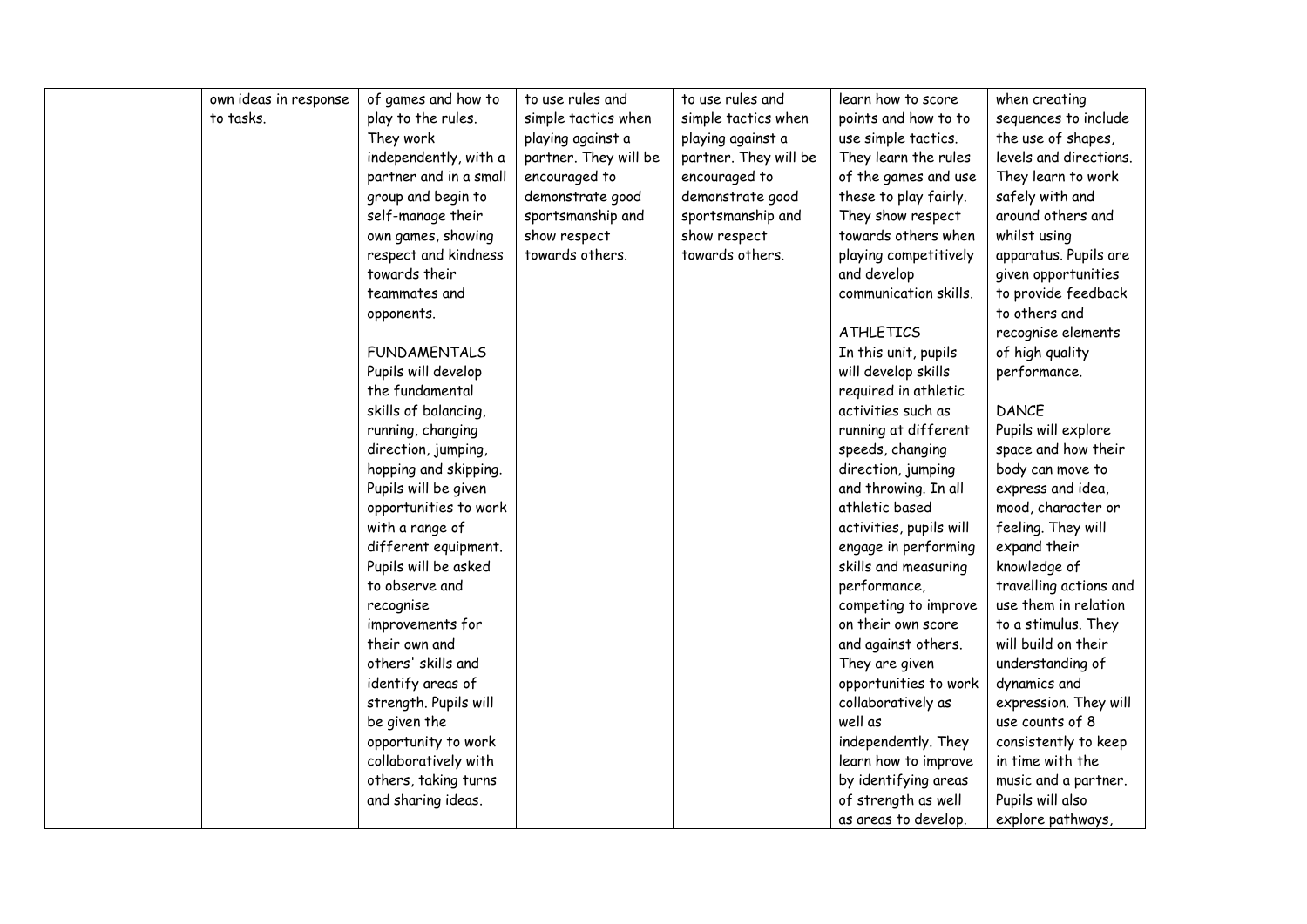| | | | | | | |
|---|---|---|---|---|---|---|
| | own ideas in response to tasks. | of games and how to play to the rules. They work independently, with a partner and in a small group and begin to self-manage their own games, showing respect and kindness towards their teammates and opponents.<br><br>FUNDAMENTALS<br>Pupils will develop the fundamental skills of balancing, running, changing direction, jumping, hopping and skipping. Pupils will be given opportunities to work with a range of different equipment. Pupils will be asked to observe and recognise improvements for their own and others' skills and identify areas of strength. Pupils will be given the opportunity to work collaboratively with others, taking turns and sharing ideas. | to use rules and simple tactics when playing against a partner. They will be encouraged to demonstrate good sportsmanship and show respect towards others. | to use rules and simple tactics when playing against a partner. They will be encouraged to demonstrate good sportsmanship and show respect towards others. | learn how to score points and how to to use simple tactics. They learn the rules of the games and use these to play fairly. They show respect towards others when playing competitively and develop communication skills.<br><br>ATHLETICS<br>In this unit, pupils will develop skills required in athletic activities such as running at different speeds, changing direction, jumping and throwing. In all athletic based activities, pupils will engage in performing skills and measuring performance, competing to improve on their own score and against others. They are given opportunities to work collaboratively as well as independently. They learn how to improve by identifying areas of strength as well as areas to develop. | when creating sequences to include the use of shapes, levels and directions. They learn to work safely with and around others and whilst using apparatus. Pupils are given opportunities to provide feedback to others and recognise elements of high quality performance.<br><br>DANCE<br>Pupils will explore space and how their body can move to express and idea, mood, character or feeling. They will expand their knowledge of travelling actions and use them in relation to a stimulus. They will build on their understanding of dynamics and expression. They will use counts of 8 consistently to keep in time with the music and a partner. Pupils will also explore pathways, |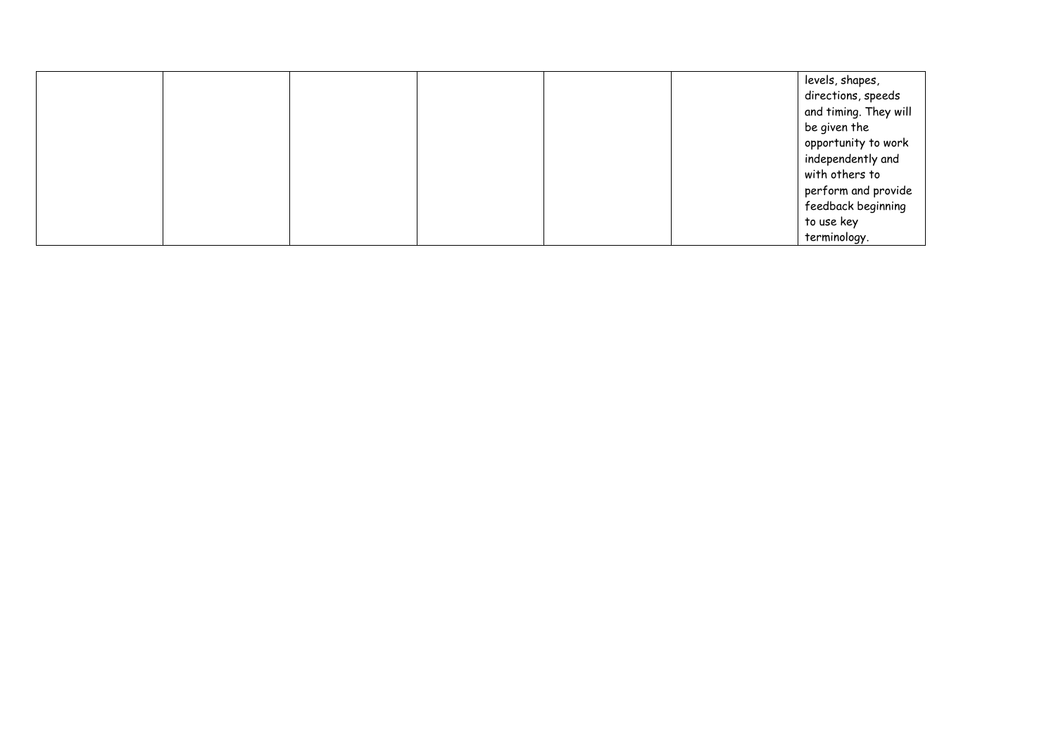| | | | | | | |
|---|---|---|---|---|---|---|
| | | | | | | levels, shapes, directions, speeds and timing. They will be given the opportunity to work independently and with others to perform and provide feedback beginning to use key terminology. |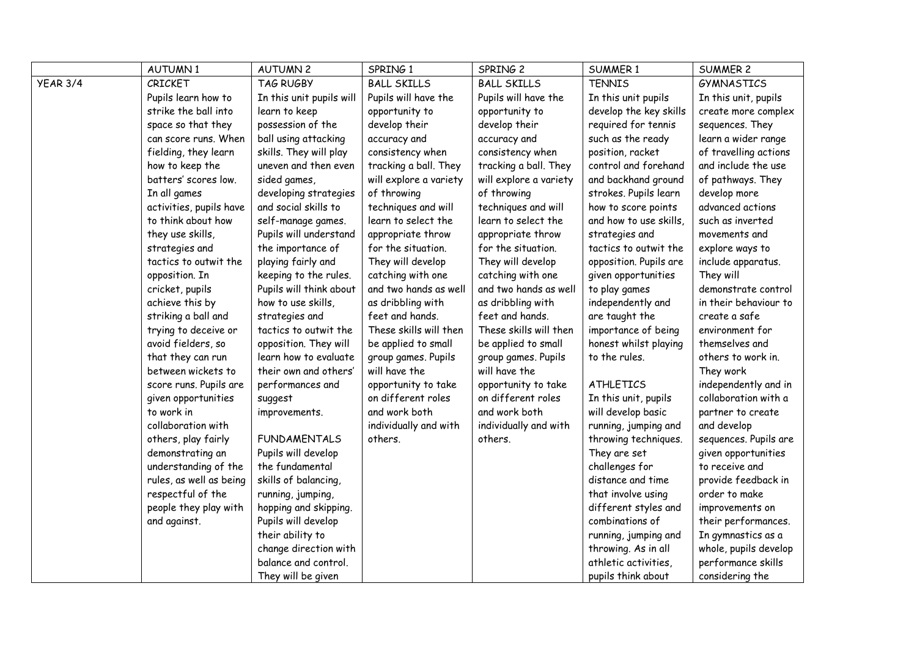| | AUTUMN 1 | AUTUMN 2 | SPRING 1 | SPRING 2 | SUMMER 1 | SUMMER 2 |
|---|---|---|---|---|---|---|
| YEAR 3/4 | CRICKET<br>Pupils learn how to strike the ball into space so that they can score runs. When fielding, they learn how to keep the batters' scores low. In all games activities, pupils have to think about how they use skills, strategies and tactics to outwit the opposition. In cricket, pupils achieve this by striking a ball and trying to deceive or avoid fielders, so that they can run between wickets to score runs. Pupils are given opportunities to work in collaboration with others, play fairly demonstrating an understanding of the rules, as well as being respectful of the people they play with and against. | TAG RUGBY<br>In this unit pupils will learn to keep possession of the ball using attacking skills. They will play uneven and then even sided games, developing strategies and social skills to self-manage games. Pupils will understand the importance of playing fairly and keeping to the rules. Pupils will think about how to use skills, strategies and tactics to outwit the opposition. They will learn how to evaluate their own and others' performances and suggest improvements.<br><br>FUNDAMENTALS<br>Pupils will develop the fundamental skills of balancing, running, jumping, hopping and skipping. Pupils will develop their ability to change direction with balance and control. They will be given | BALL SKILLS<br>Pupils will have the opportunity to develop their accuracy and consistency when tracking a ball. They will explore a variety of throwing techniques and will learn to select the appropriate throw for the situation. They will develop catching with one and two hands as well as dribbling with feet and hands. These skills will then be applied to small group games. Pupils will have the opportunity to take on different roles and work both individually and with others. | BALL SKILLS<br>Pupils will have the opportunity to develop their accuracy and consistency when tracking a ball. They will explore a variety of throwing techniques and will learn to select the appropriate throw for the situation. They will develop catching with one and two hands as well as dribbling with feet and hands. These skills will then be applied to small group games. Pupils will have the opportunity to take on different roles and work both individually and with others. | TENNIS<br>In this unit pupils develop the key skills required for tennis such as the ready position, racket control and forehand and backhand ground strokes. Pupils learn how to score points and how to use skills, strategies and tactics to outwit the opposition. Pupils are given opportunities to play games independently and are taught the importance of being honest whilst playing to the rules.<br><br>ATHLETICS<br>In this unit, pupils will develop basic running, jumping and throwing techniques. They are set challenges for distance and time that involve using different styles and combinations of running, jumping and throwing. As in all athletic activities, pupils think about | GYMNASTICS<br>In this unit, pupils create more complex sequences. They learn a wider range of travelling actions and include the use of pathways. They develop more advanced actions such as inverted movements and explore ways to include apparatus. They will demonstrate control in their behaviour to create a safe environment for themselves and others to work in. They work independently and in collaboration with a partner to create and develop sequences. Pupils are given opportunities to receive and provide feedback in order to make improvements on their performances. In gymnastics as a whole, pupils develop performance skills considering the |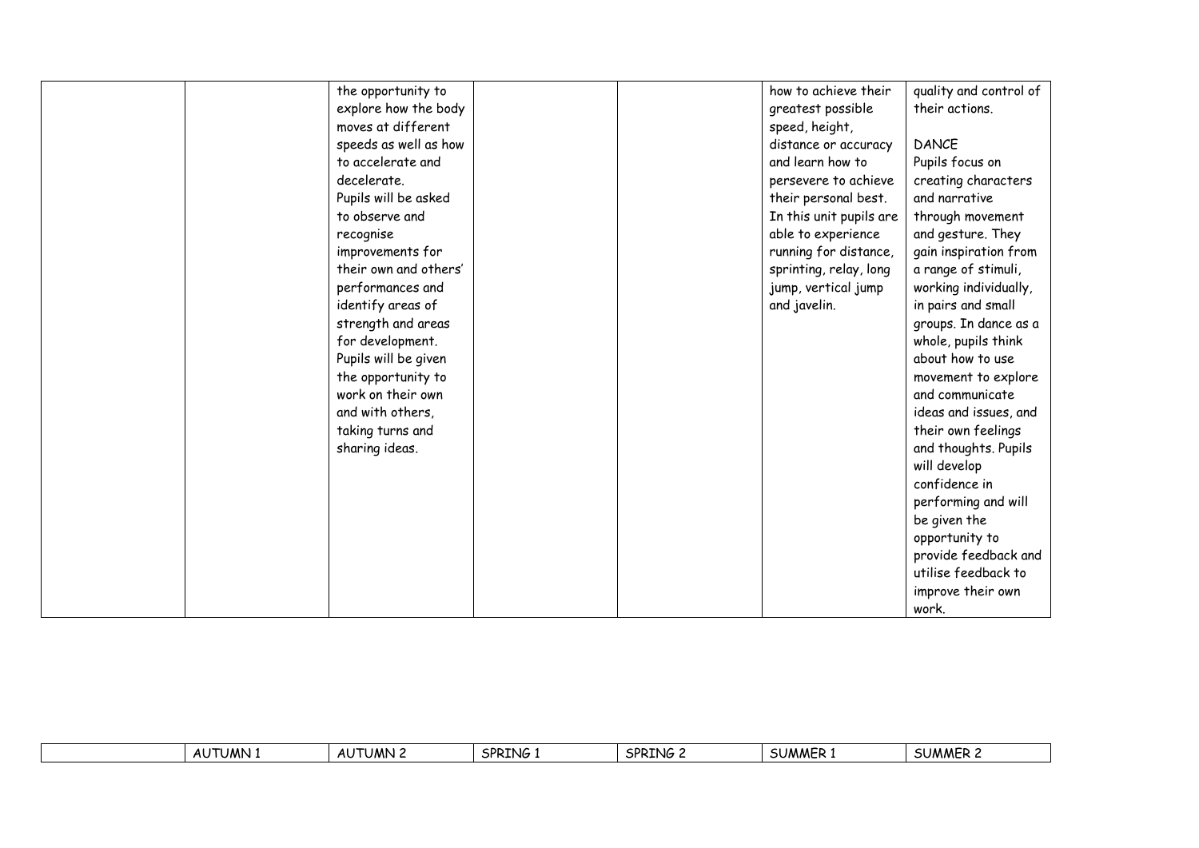| | | | | | | |
|---|---|---|---|---|---|---|
| | | the opportunity to explore how the body moves at different speeds as well as how to accelerate and decelerate. Pupils will be asked to observe and recognise improvements for their own and others' performances and identify areas of strength and areas for development. Pupils will be given the opportunity to work on their own and with others, taking turns and sharing ideas. | | | how to achieve their greatest possible speed, height, distance or accuracy and learn how to persevere to achieve their personal best. In this unit pupils are able to experience running for distance, sprinting, relay, long jump, vertical jump and javelin. | quality and control of their actions.<br><br>DANCE<br>Pupils focus on creating characters and narrative through movement and gesture. They gain inspiration from a range of stimuli, working individually, in pairs and small groups. In dance as a whole, pupils think about how to use movement to explore and communicate ideas and issues, and their own feelings and thoughts. Pupils will develop confidence in performing and will be given the opportunity to provide feedback and utilise feedback to improve their own work. |

| | AUTUMN 1 | AUTUMN 2 | SPRING 1 | SPRING 2 | SUMMER 1 | SUMMER 2 |
|---|---|---|---|---|---|---|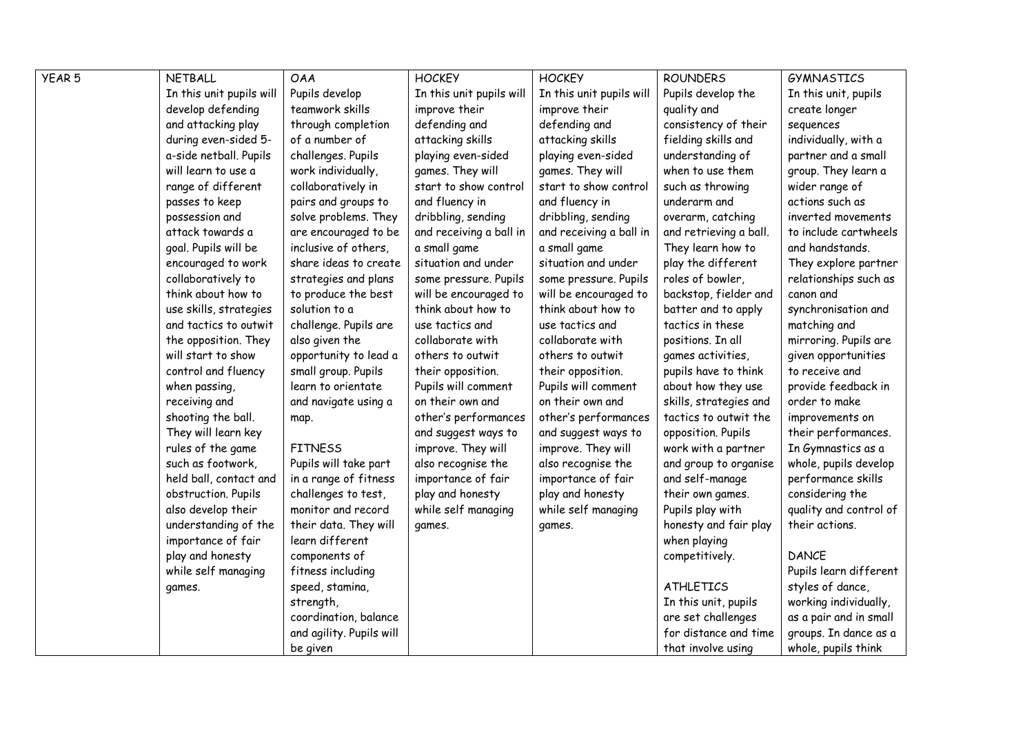| YEAR 5 | NETBALL<br>In this unit pupils will develop defending and attacking play during even-sided 5-a-side netball. Pupils will learn to use a range of different passes to keep possession and attack towards a goal. Pupils will be encouraged to work collaboratively to think about how to use skills, strategies and tactics to outwit the opposition. They will start to show control and fluency when passing, receiving and shooting the ball. They will learn key rules of the game such as footwork, held ball, contact and obstruction. Pupils also develop their understanding of the importance of fair play and honesty while self managing games. | OAA<br>Pupils develop teamwork skills through completion of a number of challenges. Pupils work individually, collaboratively in pairs and groups to solve problems. They are encouraged to be inclusive of others, share ideas to create strategies and plans to produce the best solution to a challenge. Pupils are also given the opportunity to lead a small group. Pupils learn to orientate and navigate using a map.<br><br>FITNESS<br>Pupils will take part in a range of fitness challenges to test, monitor and record their data. They will learn different components of fitness including speed, stamina, strength, coordination, balance and agility. Pupils will be given | HOCKEY<br>In this unit pupils will improve their defending and attacking skills playing even-sided games. They will start to show control and fluency in dribbling, sending and receiving a ball in a small game situation and under some pressure. Pupils will be encouraged to think about how to use tactics and collaborate with others to outwit their opposition. Pupils will comment on their own and other's performances and suggest ways to improve. They will also recognise the importance of fair play and honesty while self managing games. | HOCKEY<br>In this unit pupils will improve their defending and attacking skills playing even-sided games. They will start to show control and fluency in dribbling, sending and receiving a ball in a small game situation and under some pressure. Pupils will be encouraged to think about how to use tactics and collaborate with others to outwit their opposition. Pupils will comment on their own and other's performances and suggest ways to improve. They will also recognise the importance of fair play and honesty while self managing games. | ROUNDERS<br>Pupils develop the quality and consistency of their fielding skills and understanding of when to use them such as throwing underarm and overarm, catching and retrieving a ball. They learn how to play the different roles of bowler, backstop, fielder and batter and to apply tactics in these positions. In all games activities, pupils have to think about how they use skills, strategies and tactics to outwit the opposition. Pupils work with a partner and group to organise and self-manage their own games. Pupils play with honesty and fair play when playing competitively.<br><br>ATHLETICS<br>In this unit, pupils are set challenges for distance and time that involve using | GYMNASTICS<br>In this unit, pupils create longer sequences individually, with a partner and a small group. They learn a wider range of actions such as inverted movements to include cartwheels and handstands. They explore partner relationships such as canon and synchronisation and matching and mirroring. Pupils are given opportunities to receive and provide feedback in order to make improvements on their performances. In Gymnastics as a whole, pupils develop performance skills considering the quality and control of their actions.<br><br>DANCE<br>Pupils learn different styles of dance, working individually, as a pair and in small groups. In dance as a whole, pupils think |
|---|---|---|---|---|---|---|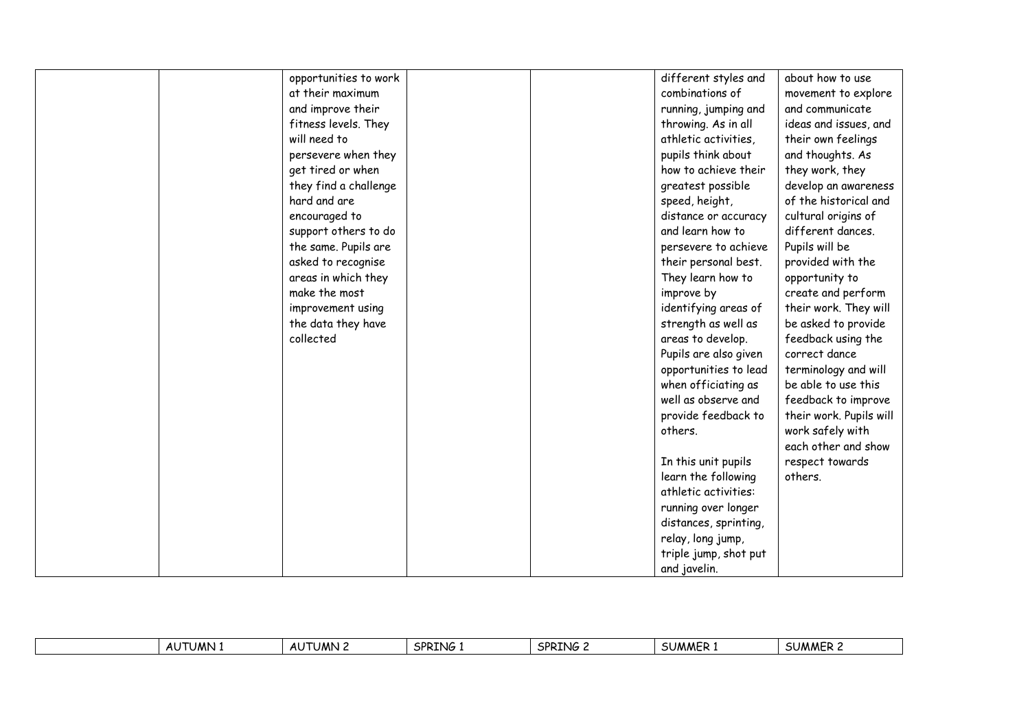| | | | | | | |
|---|---|---|---|---|---|---|
| | | opportunities to work at their maximum and improve their fitness levels. They will need to persevere when they get tired or when they find a challenge hard and are encouraged to support others to do the same. Pupils are asked to recognise areas in which they make the most improvement using the data they have collected | | | different styles and combinations of running, jumping and throwing. As in all athletic activities, pupils think about how to achieve their greatest possible speed, height, distance or accuracy and learn how to persevere to achieve their personal best. They learn how to improve by identifying areas of strength as well as areas to develop. Pupils are also given opportunities to lead when officiating as well as observe and provide feedback to others.<br><br>In this unit pupils learn the following athletic activities: running over longer distances, sprinting, relay, long jump, triple jump, shot put and javelin. | about how to use movement to explore and communicate ideas and issues, and their own feelings and thoughts. As they work, they develop an awareness of the historical and cultural origins of different dances. Pupils will be provided with the opportunity to create and perform their work. They will be asked to provide feedback using the correct dance terminology and will be able to use this feedback to improve their work. Pupils will work safely with each other and show respect towards others. |

| | AUTUMN 1 | AUTUMN 2 | SPRING 1 | SPRING 2 | SUMMER 1 | SUMMER 2 |
|---|---|---|---|---|---|---|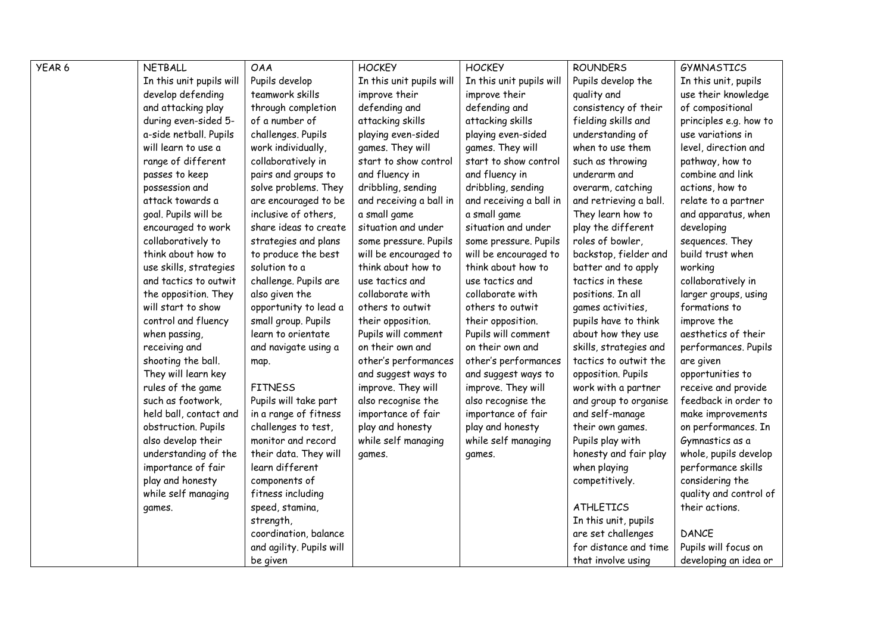| YEAR 6 | NETBALL<br>In this unit pupils will develop defending and attacking play during even-sided 5-a-side netball. Pupils will learn to use a range of different passes to keep possession and attack towards a goal. Pupils will be encouraged to work collaboratively to think about how to use skills, strategies and tactics to outwit the opposition. They will start to show control and fluency when passing, receiving and shooting the ball. They will learn key rules of the game such as footwork, held ball, contact and obstruction. Pupils also develop their understanding of the importance of fair play and honesty while self managing games. | OAA<br>Pupils develop teamwork skills through completion of a number of challenges. Pupils work individually, collaboratively in pairs and groups to solve problems. They are encouraged to be inclusive of others, share ideas to create strategies and plans to produce the best solution to a challenge. Pupils are also given the opportunity to lead a small group. Pupils learn to orientate and navigate using a map.<br><br>FITNESS<br>Pupils will take part in a range of fitness challenges to test, monitor and record their data. They will learn different components of fitness including speed, stamina, strength, coordination, balance and agility. Pupils will be given | HOCKEY<br>In this unit pupils will improve their defending and attacking skills playing even-sided games. They will start to show control and fluency in dribbling, sending and receiving a ball in a small game situation and under some pressure. Pupils will be encouraged to think about how to use tactics and collaborate with others to outwit their opposition. Pupils will comment on their own and other's performances and suggest ways to improve. They will also recognise the importance of fair play and honesty while self managing games. | HOCKEY<br>In this unit pupils will improve their defending and attacking skills playing even-sided games. They will start to show control and fluency in dribbling, sending and receiving a ball in a small game situation and under some pressure. Pupils will be encouraged to think about how to use tactics and collaborate with others to outwit their opposition. Pupils will comment on their own and other's performances and suggest ways to improve. They will also recognise the importance of fair play and honesty while self managing games. | ROUNDERS<br>Pupils develop the quality and consistency of their fielding skills and understanding of when to use them such as throwing underarm and overarm, catching and retrieving a ball. They learn how to play the different roles of bowler, backstop, fielder and batter and to apply tactics in these positions. In all games activities, pupils have to think about how they use skills, strategies and tactics to outwit the opposition. Pupils work with a partner and group to organise and self-manage their own games. Pupils play with honesty and fair play when playing competitively.<br><br>ATHLETICS<br>In this unit, pupils are set challenges for distance and time that involve using | GYMNASTICS<br>In this unit, pupils use their knowledge of compositional principles e.g. how to use variations in level, direction and pathway, how to combine and link actions, how to relate to a partner and apparatus, when developing sequences. They build trust when working collaboratively in larger groups, using formations to improve the aesthetics of their performances. Pupils are given opportunities to receive and provide feedback in order to make improvements on performances. In Gymnastics as a whole, pupils develop performance skills considering the quality and control of their actions.<br><br>DANCE<br>Pupils will focus on developing an idea or |
|---|---|---|---|---|---|---|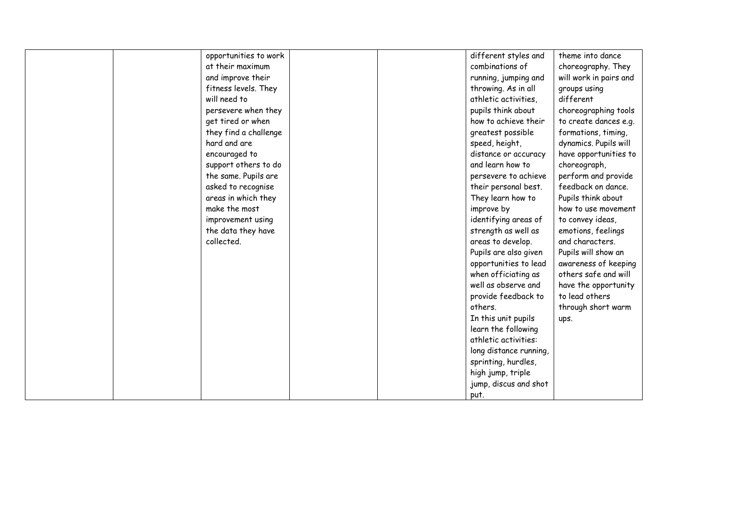| | | | | | | |
|---|---|---|---|---|---|---|
| | | opportunities to work at their maximum and improve their fitness levels. They will need to persevere when they get tired or when they find a challenge hard and are encouraged to support others to do the same. Pupils are asked to recognise areas in which they make the most improvement using the data they have collected. | | | different styles and combinations of running, jumping and throwing. As in all athletic activities, pupils think about how to achieve their greatest possible speed, height, distance or accuracy and learn how to persevere to achieve their personal best. They learn how to improve by identifying areas of strength as well as areas to develop. Pupils are also given opportunities to lead when officiating as well as observe and provide feedback to others. In this unit pupils learn the following athletic activities: long distance running, sprinting, hurdles, high jump, triple jump, discus and shot put. | theme into dance choreography. They will work in pairs and groups using different choreographing tools to create dances e.g. formations, timing, dynamics. Pupils will have opportunities to choreograph, perform and provide feedback on dance. Pupils think about how to use movement to convey ideas, emotions, feelings and characters. Pupils will show an awareness of keeping others safe and will have the opportunity to lead others through short warm ups. |